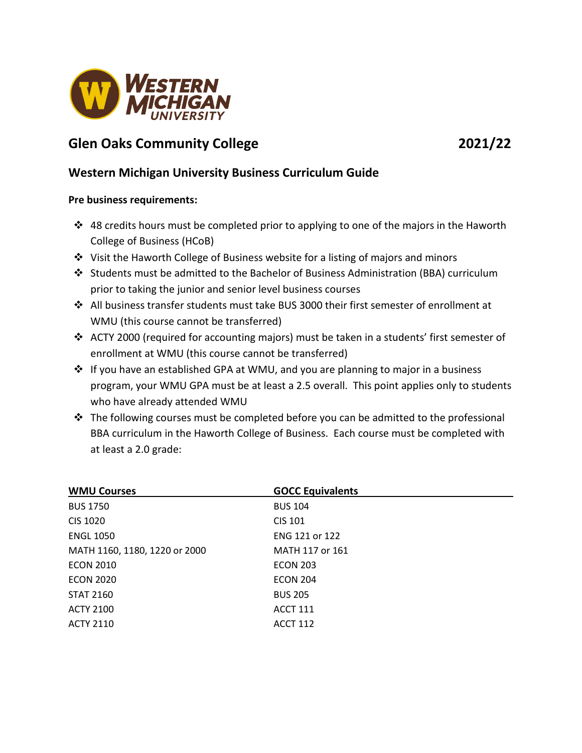# Glen Oaks Community College 2021/22

## Western Michigan University Business Curriculum Guide

**Pre business requirements:**

- ❖ 48 credits hours must be completed prior to applying to one of the majors in the Haworth College of Business (HCoB)
- ❖ Visit the Haworth College of Business website for a listing of majors and minors
- ❖ Students must be admitted to the Bachelor of Business Administration (BBA) curriculum prior to taking the junior and senior level business courses
- ❖ All business transfer students must take BUS 3000 their first semester of enrollment at WMU (this course cannot be transferred)
- ❖ ACTY 2000 (required for accounting majors) must be taken in a students' first semester of enrollment at WMU (this course cannot be transferred)
- ❖ If you have an established GPA at WMU, and you are planning to major in a business program, your WMU GPA must be at least a 2.5 overall. This point applies only to students who have already attended WMU
- ❖ The following courses must be completed before you can be admitted to the professional BBA curriculum in the Haworth College of Business. Each course must be completed with at least a 2.0 grade:

| WMU Courses | GOCC Equivalents |
|---|---|
| BUS 1750 | BUS 104 |
| CIS 1020 | CIS 101 |
| ENGL 1050 | ENG 121 or 122 |
| MATH 1160, 1180, 1220 or 2000 | MATH 117 or 161 |
| ECON 2010 | ECON 203 |
| ECON 2020 | ECON 204 |
| STAT 2160 | BUS 205 |
| ACTY 2100 | ACCT 111 |
| ACTY 2110 | ACCT 112 |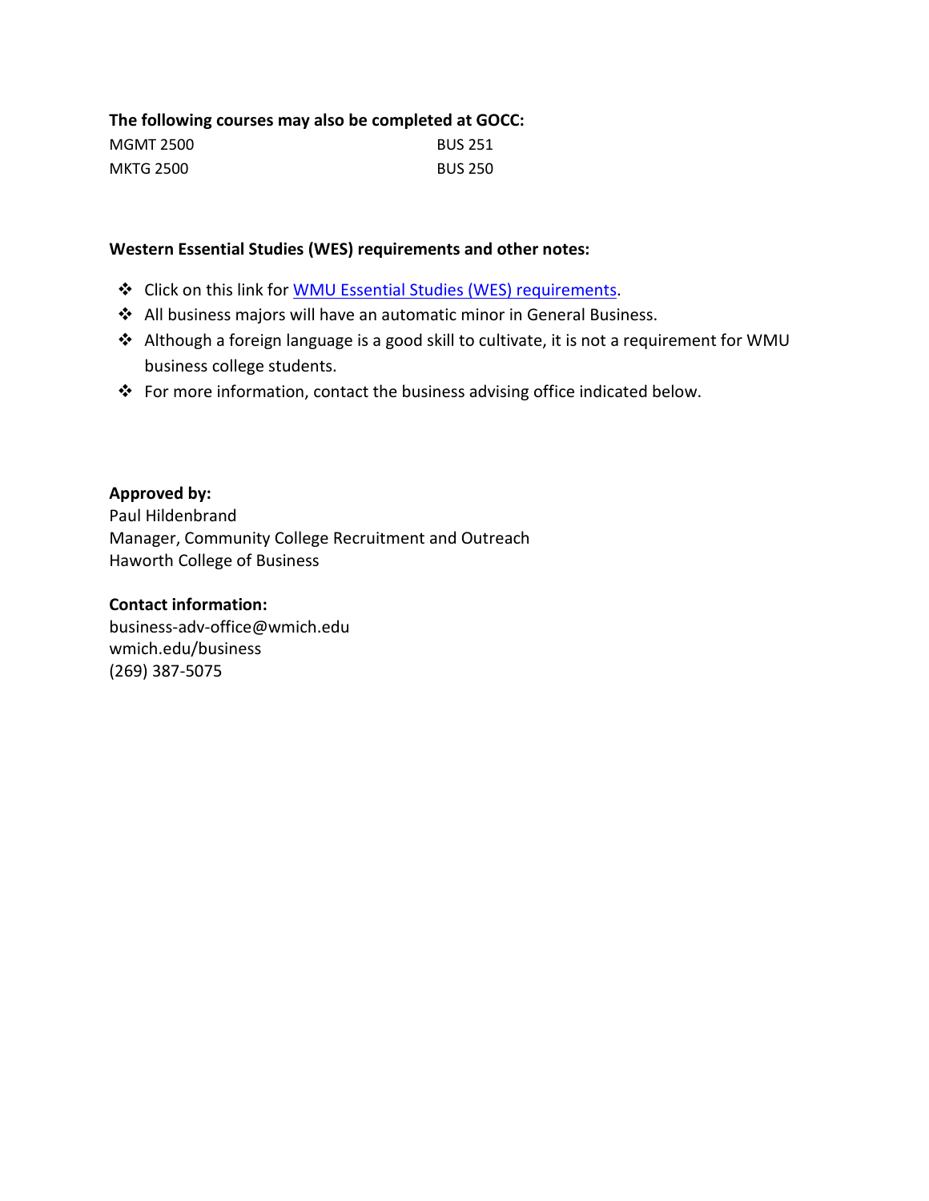**The following courses may also be completed at GOCC:**

| | |
|---|---|
| MGMT 2500 | BUS 251 |
| MKTG 2500 | BUS 250 |

**Western Essential Studies (WES) requirements and other notes:**

- Click on this link for WMU Essential Studies (WES) requirements.
- All business majors will have an automatic minor in General Business.
- Although a foreign language is a good skill to cultivate, it is not a requirement for WMU business college students.
- For more information, contact the business advising office indicated below.

**Approved by:**
Paul Hildenbrand
Manager, Community College Recruitment and Outreach
Haworth College of Business

**Contact information:**
business-adv-office@wmich.edu
wmich.edu/business
(269) 387-5075